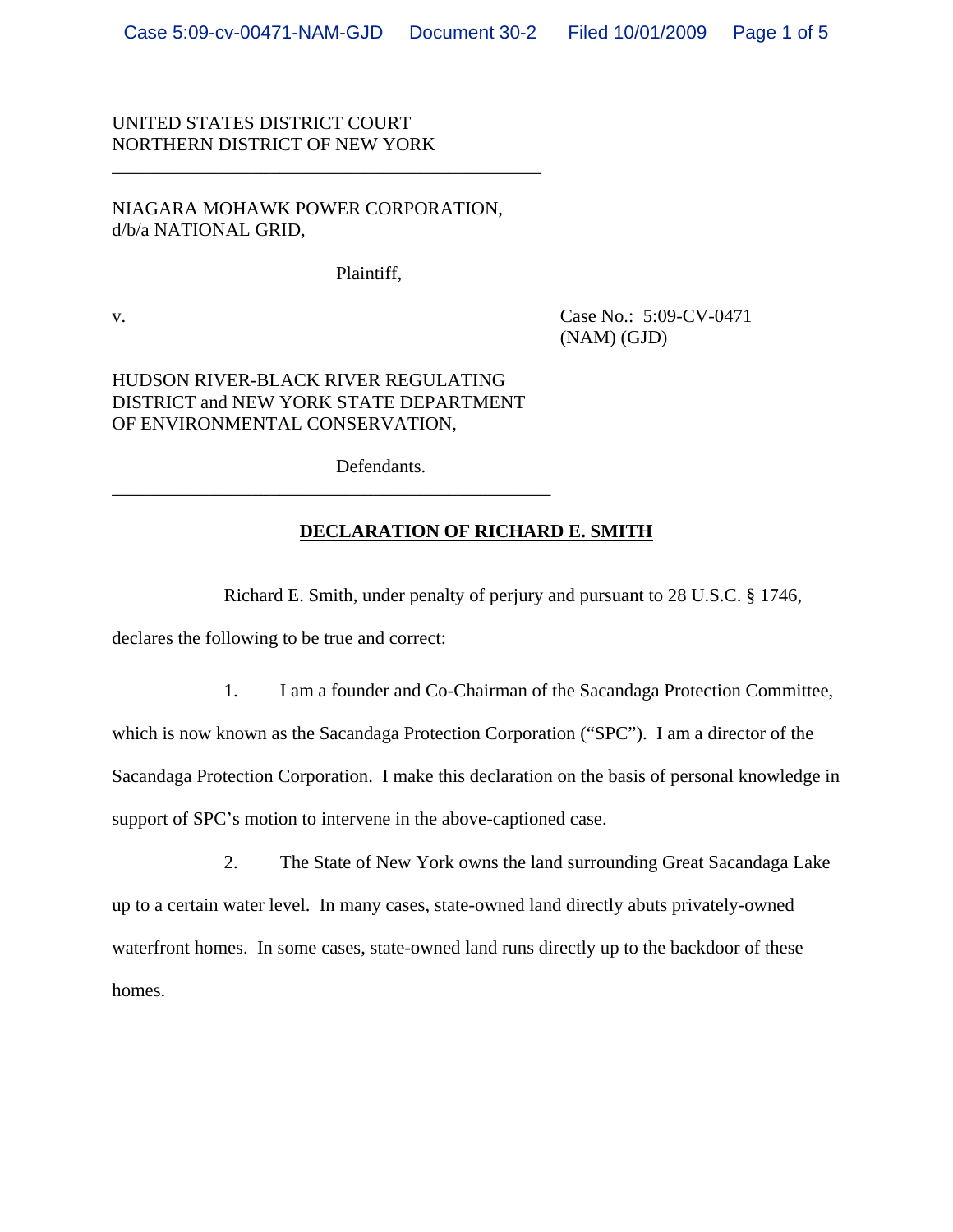UNITED STATES DISTRICT COURT
NORTHERN DISTRICT OF NEW YORK

---

NIAGARA MOHAWK POWER CORPORATION,
d/b/a NATIONAL GRID,

Plaintiff,

v.

Case No.: 5:09-CV-0471
(NAM) (GJD)

HUDSON RIVER-BLACK RIVER REGULATING DISTRICT and NEW YORK STATE DEPARTMENT OF ENVIRONMENTAL CONSERVATION,

Defendants.

---

**DECLARATION OF RICHARD E. SMITH**

Richard E. Smith, under penalty of perjury and pursuant to 28 U.S.C. § 1746, declares the following to be true and correct:

1. I am a founder and Co-Chairman of the Sacandaga Protection Committee, which is now known as the Sacandaga Protection Corporation ("SPC"). I am a director of the Sacandaga Protection Corporation. I make this declaration on the basis of personal knowledge in support of SPC's motion to intervene in the above-captioned case.

2. The State of New York owns the land surrounding Great Sacandaga Lake up to a certain water level. In many cases, state-owned land directly abuts privately-owned waterfront homes. In some cases, state-owned land runs directly up to the backdoor of these homes.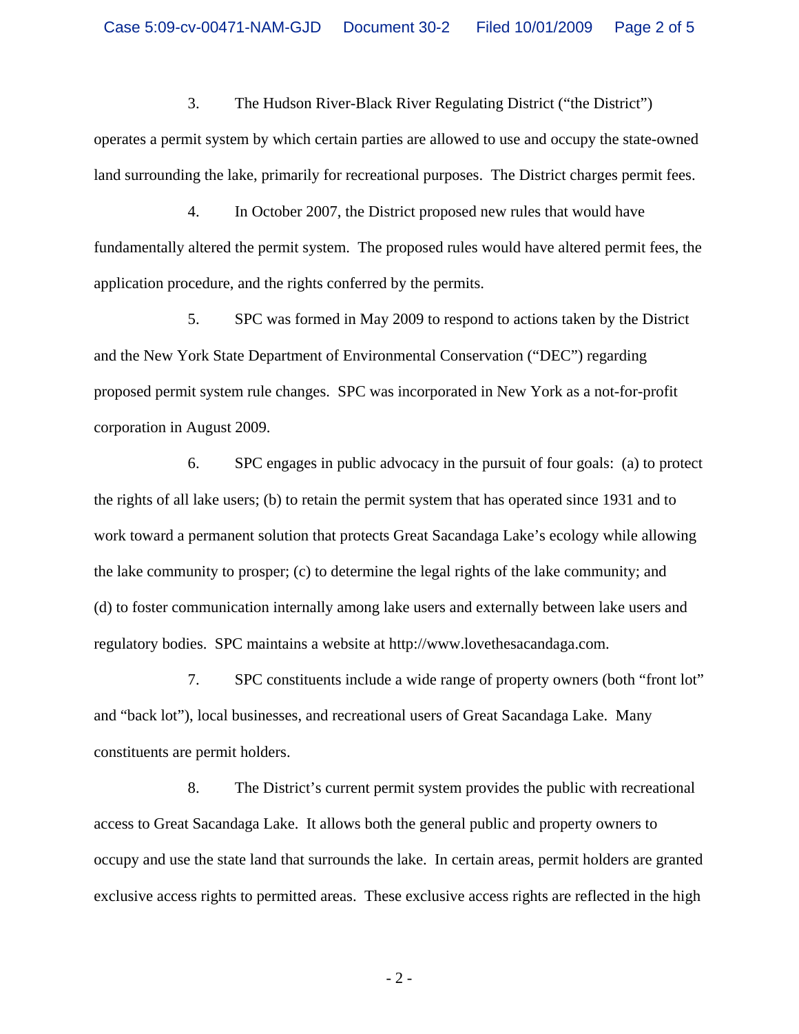3. The Hudson River-Black River Regulating District ("the District") operates a permit system by which certain parties are allowed to use and occupy the state-owned land surrounding the lake, primarily for recreational purposes. The District charges permit fees.

4. In October 2007, the District proposed new rules that would have fundamentally altered the permit system. The proposed rules would have altered permit fees, the application procedure, and the rights conferred by the permits.

5. SPC was formed in May 2009 to respond to actions taken by the District and the New York State Department of Environmental Conservation ("DEC") regarding proposed permit system rule changes. SPC was incorporated in New York as a not-for-profit corporation in August 2009.

6. SPC engages in public advocacy in the pursuit of four goals: (a) to protect the rights of all lake users; (b) to retain the permit system that has operated since 1931 and to work toward a permanent solution that protects Great Sacandaga Lake's ecology while allowing the lake community to prosper; (c) to determine the legal rights of the lake community; and (d) to foster communication internally among lake users and externally between lake users and regulatory bodies. SPC maintains a website at http://www.lovethesacandaga.com.

7. SPC constituents include a wide range of property owners (both "front lot" and "back lot"), local businesses, and recreational users of Great Sacandaga Lake. Many constituents are permit holders.

8. The District's current permit system provides the public with recreational access to Great Sacandaga Lake. It allows both the general public and property owners to occupy and use the state land that surrounds the lake. In certain areas, permit holders are granted exclusive access rights to permitted areas. These exclusive access rights are reflected in the high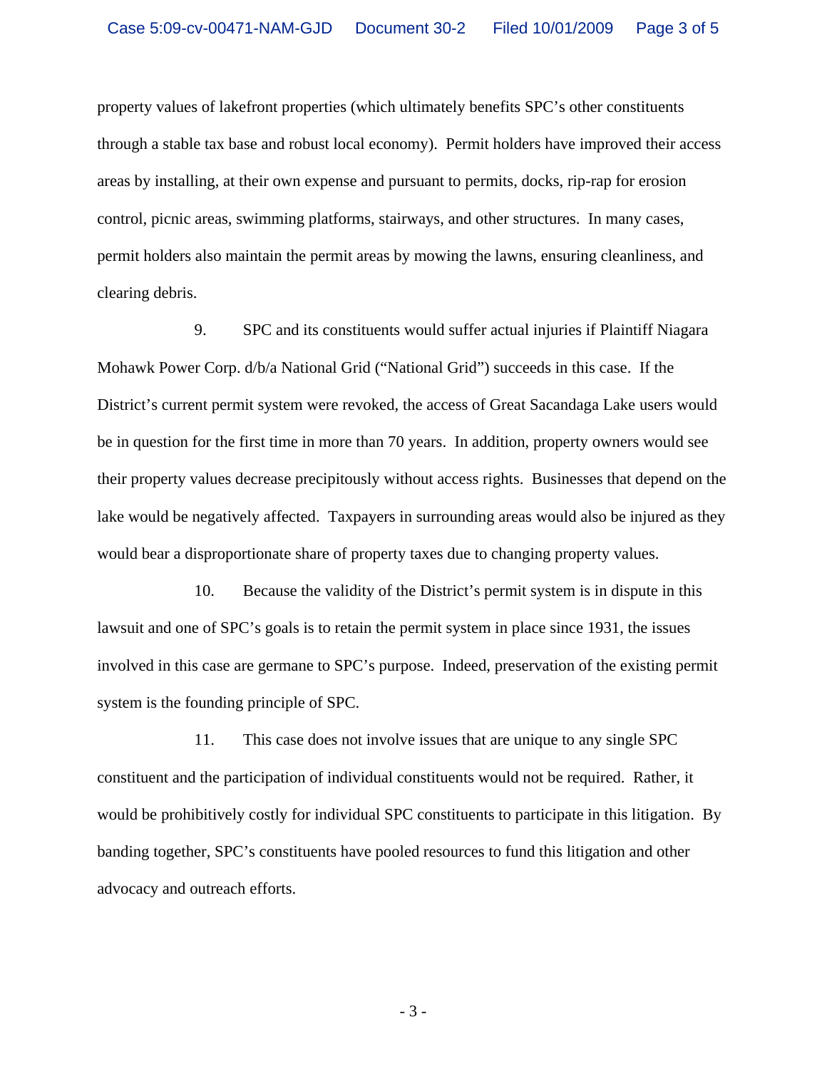property values of lakefront properties (which ultimately benefits SPC's other constituents through a stable tax base and robust local economy). Permit holders have improved their access areas by installing, at their own expense and pursuant to permits, docks, rip-rap for erosion control, picnic areas, swimming platforms, stairways, and other structures. In many cases, permit holders also maintain the permit areas by mowing the lawns, ensuring cleanliness, and clearing debris.

9. SPC and its constituents would suffer actual injuries if Plaintiff Niagara Mohawk Power Corp. d/b/a National Grid ("National Grid") succeeds in this case. If the District's current permit system were revoked, the access of Great Sacandaga Lake users would be in question for the first time in more than 70 years. In addition, property owners would see their property values decrease precipitously without access rights. Businesses that depend on the lake would be negatively affected. Taxpayers in surrounding areas would also be injured as they would bear a disproportionate share of property taxes due to changing property values.

10. Because the validity of the District's permit system is in dispute in this lawsuit and one of SPC's goals is to retain the permit system in place since 1931, the issues involved in this case are germane to SPC's purpose. Indeed, preservation of the existing permit system is the founding principle of SPC.

11. This case does not involve issues that are unique to any single SPC constituent and the participation of individual constituents would not be required. Rather, it would be prohibitively costly for individual SPC constituents to participate in this litigation. By banding together, SPC's constituents have pooled resources to fund this litigation and other advocacy and outreach efforts.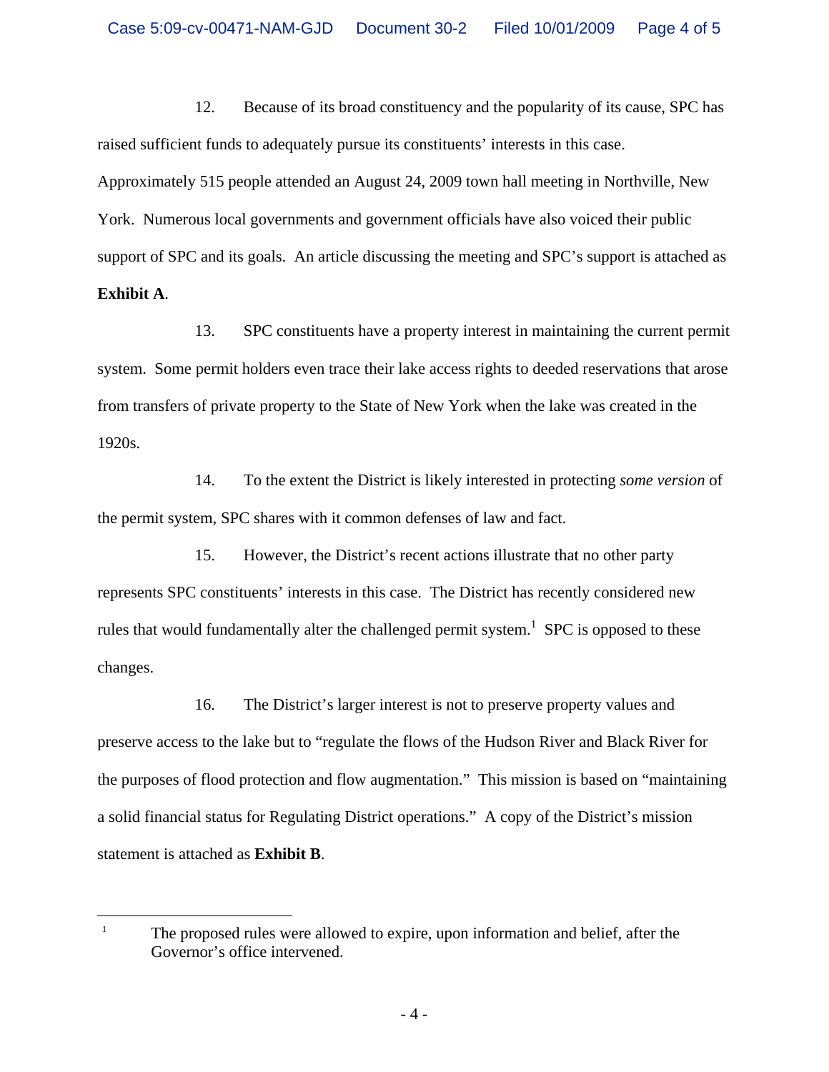12. Because of its broad constituency and the popularity of its cause, SPC has raised sufficient funds to adequately pursue its constituents' interests in this case. Approximately 515 people attended an August 24, 2009 town hall meeting in Northville, New York. Numerous local governments and government officials have also voiced their public support of SPC and its goals. An article discussing the meeting and SPC's support is attached as **Exhibit A**.

13. SPC constituents have a property interest in maintaining the current permit system. Some permit holders even trace their lake access rights to deeded reservations that arose from transfers of private property to the State of New York when the lake was created in the 1920s.

14. To the extent the District is likely interested in protecting *some version* of the permit system, SPC shares with it common defenses of law and fact.

15. However, the District's recent actions illustrate that no other party represents SPC constituents' interests in this case. The District has recently considered new rules that would fundamentally alter the challenged permit system.[1] SPC is opposed to these changes.

16. The District's larger interest is not to preserve property values and preserve access to the lake but to "regulate the flows of the Hudson River and Black River for the purposes of flood protection and flow augmentation." This mission is based on "maintaining a solid financial status for Regulating District operations." A copy of the District's mission statement is attached as **Exhibit B**.

---

[1] The proposed rules were allowed to expire, upon information and belief, after the Governor's office intervened.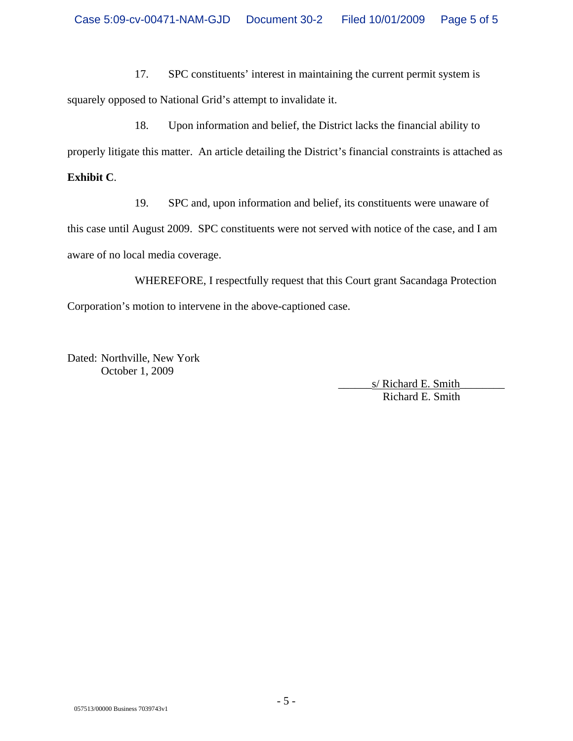17. SPC constituents' interest in maintaining the current permit system is squarely opposed to National Grid's attempt to invalidate it.

18. Upon information and belief, the District lacks the financial ability to properly litigate this matter. An article detailing the District's financial constraints is attached as **Exhibit C**.

19. SPC and, upon information and belief, its constituents were unaware of this case until August 2009. SPC constituents were not served with notice of the case, and I am aware of no local media coverage.

WHEREFORE, I respectfully request that this Court grant Sacandaga Protection Corporation's motion to intervene in the above-captioned case.

Dated: Northville, New York
October 1, 2009

s/ Richard E. Smith
Richard E. Smith

057513/00000 Business 7039743v1